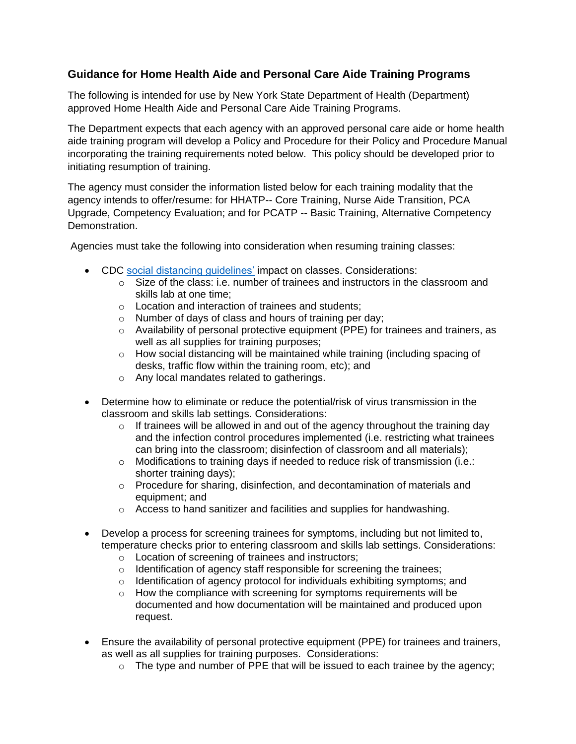## Guidance for Home Health Aide and Personal Care Aide Training Programs

The following is intended for use by New York State Department of Health (Department) approved Home Health Aide and Personal Care Aide Training Programs.

The Department expects that each agency with an approved personal care aide or home health aide training program will develop a Policy and Procedure for their Policy and Procedure Manual incorporating the training requirements noted below. This policy should be developed prior to initiating resumption of training.

The agency must consider the information listed below for each training modality that the agency intends to offer/resume: for HHATP-- Core Training, Nurse Aide Transition, PCA Upgrade, Competency Evaluation; and for PCATP -- Basic Training, Alternative Competency Demonstration.

Agencies must take the following into consideration when resuming training classes:

- CDC social distancing guidelines' impact on classes. Considerations:
  - Size of the class: i.e. number of trainees and instructors in the classroom and skills lab at one time;
  - Location and interaction of trainees and students;
  - Number of days of class and hours of training per day;
  - Availability of personal protective equipment (PPE) for trainees and trainers, as well as all supplies for training purposes;
  - How social distancing will be maintained while training (including spacing of desks, traffic flow within the training room, etc); and
  - Any local mandates related to gatherings.

- Determine how to eliminate or reduce the potential/risk of virus transmission in the classroom and skills lab settings. Considerations:
  - If trainees will be allowed in and out of the agency throughout the training day and the infection control procedures implemented (i.e. restricting what trainees can bring into the classroom; disinfection of classroom and all materials);
  - Modifications to training days if needed to reduce risk of transmission (i.e.: shorter training days);
  - Procedure for sharing, disinfection, and decontamination of materials and equipment; and
  - Access to hand sanitizer and facilities and supplies for handwashing.

- Develop a process for screening trainees for symptoms, including but not limited to, temperature checks prior to entering classroom and skills lab settings. Considerations:
  - Location of screening of trainees and instructors;
  - Identification of agency staff responsible for screening the trainees;
  - Identification of agency protocol for individuals exhibiting symptoms; and
  - How the compliance with screening for symptoms requirements will be documented and how documentation will be maintained and produced upon request.

- Ensure the availability of personal protective equipment (PPE) for trainees and trainers, as well as all supplies for training purposes. Considerations:
  - The type and number of PPE that will be issued to each trainee by the agency;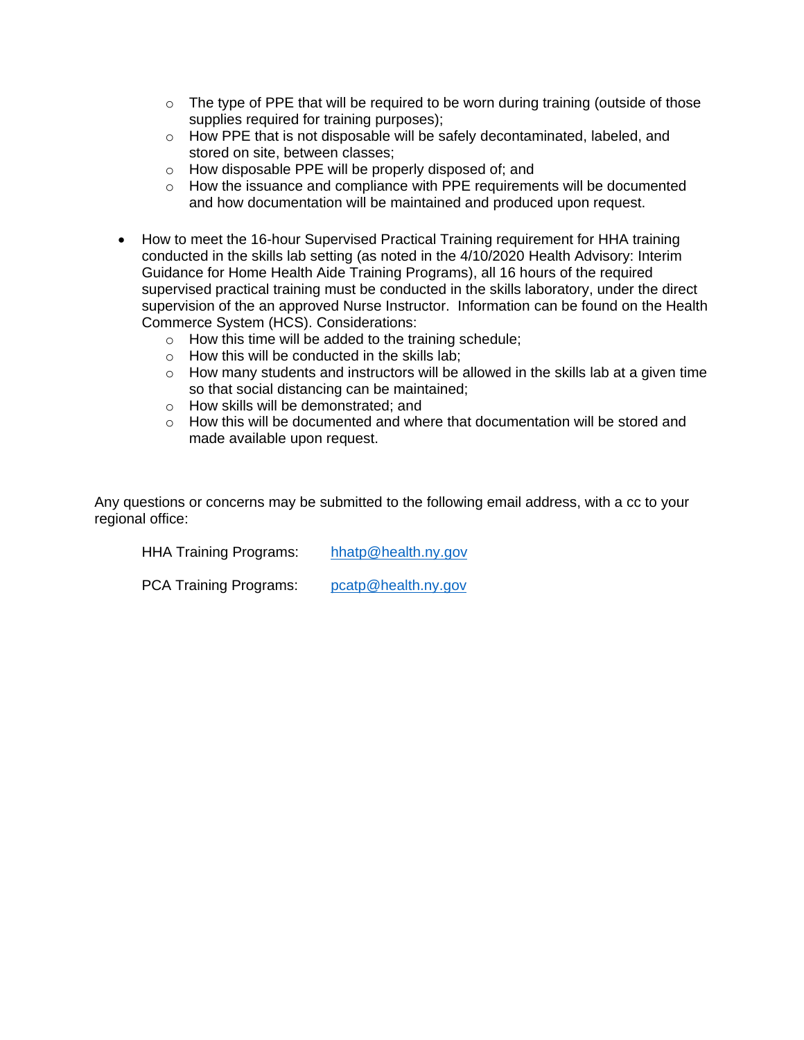- The type of PPE that will be required to be worn during training (outside of those supplies required for training purposes);
  - How PPE that is not disposable will be safely decontaminated, labeled, and stored on site, between classes;
  - How disposable PPE will be properly disposed of; and
  - How the issuance and compliance with PPE requirements will be documented and how documentation will be maintained and produced upon request.

- How to meet the 16-hour Supervised Practical Training requirement for HHA training conducted in the skills lab setting (as noted in the 4/10/2020 Health Advisory: Interim Guidance for Home Health Aide Training Programs), all 16 hours of the required supervised practical training must be conducted in the skills laboratory, under the direct supervision of the an approved Nurse Instructor. Information can be found on the Health Commerce System (HCS). Considerations:
  - How this time will be added to the training schedule;
  - How this will be conducted in the skills lab;
  - How many students and instructors will be allowed in the skills lab at a given time so that social distancing can be maintained;
  - How skills will be demonstrated; and
  - How this will be documented and where that documentation will be stored and made available upon request.

Any questions or concerns may be submitted to the following email address, with a cc to your regional office:

HHA Training Programs: hhatp@health.ny.gov

PCA Training Programs: pcatp@health.ny.gov